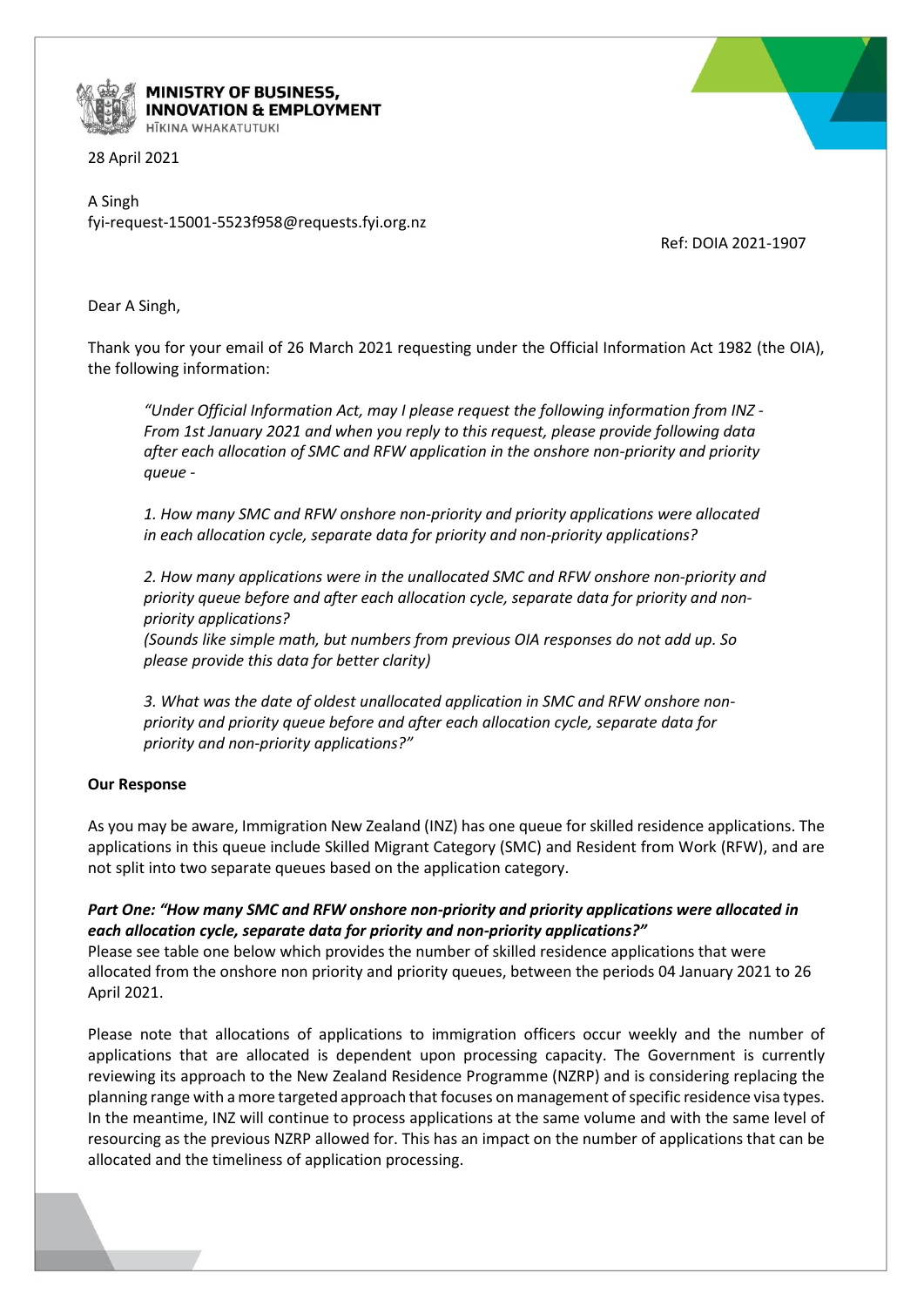**MINISTRY OF BUSINESS, INNOVATION & EMPLOYMENT**
HĪKINA WHAKATUTUKI

28 April 2021

A Singh
fyi-request-15001-5523f958@requests.fyi.org.nz

Ref: DOIA 2021-1907

Dear A Singh,

Thank you for your email of 26 March 2021 requesting under the Official Information Act 1982 (the OIA), the following information:

> *"Under Official Information Act, may I please request the following information from INZ - From 1st January 2021 and when you reply to this request, please provide following data after each allocation of SMC and RFW application in the onshore non-priority and priority queue -*
>
> *1. How many SMC and RFW onshore non-priority and priority applications were allocated in each allocation cycle, separate data for priority and non-priority applications?*
>
> *2. How many applications were in the unallocated SMC and RFW onshore non-priority and priority queue before and after each allocation cycle, separate data for priority and non-priority applications?*
> *(Sounds like simple math, but numbers from previous OIA responses do not add up. So please provide this data for better clarity)*
>
> *3. What was the date of oldest unallocated application in SMC and RFW onshore non-priority and priority queue before and after each allocation cycle, separate data for priority and non-priority applications?"*

**Our Response**

As you may be aware, Immigration New Zealand (INZ) has one queue for skilled residence applications. The applications in this queue include Skilled Migrant Category (SMC) and Resident from Work (RFW), and are not split into two separate queues based on the application category.

***Part One: "How many SMC and RFW onshore non-priority and priority applications were allocated in each allocation cycle, separate data for priority and non-priority applications?"***

Please see table one below which provides the number of skilled residence applications that were allocated from the onshore non priority and priority queues, between the periods 04 January 2021 to 26 April 2021.

Please note that allocations of applications to immigration officers occur weekly and the number of applications that are allocated is dependent upon processing capacity. The Government is currently reviewing its approach to the New Zealand Residence Programme (NZRP) and is considering replacing the planning range with a more targeted approach that focuses on management of specific residence visa types. In the meantime, INZ will continue to process applications at the same volume and with the same level of resourcing as the previous NZRP allowed for. This has an impact on the number of applications that can be allocated and the timeliness of application processing.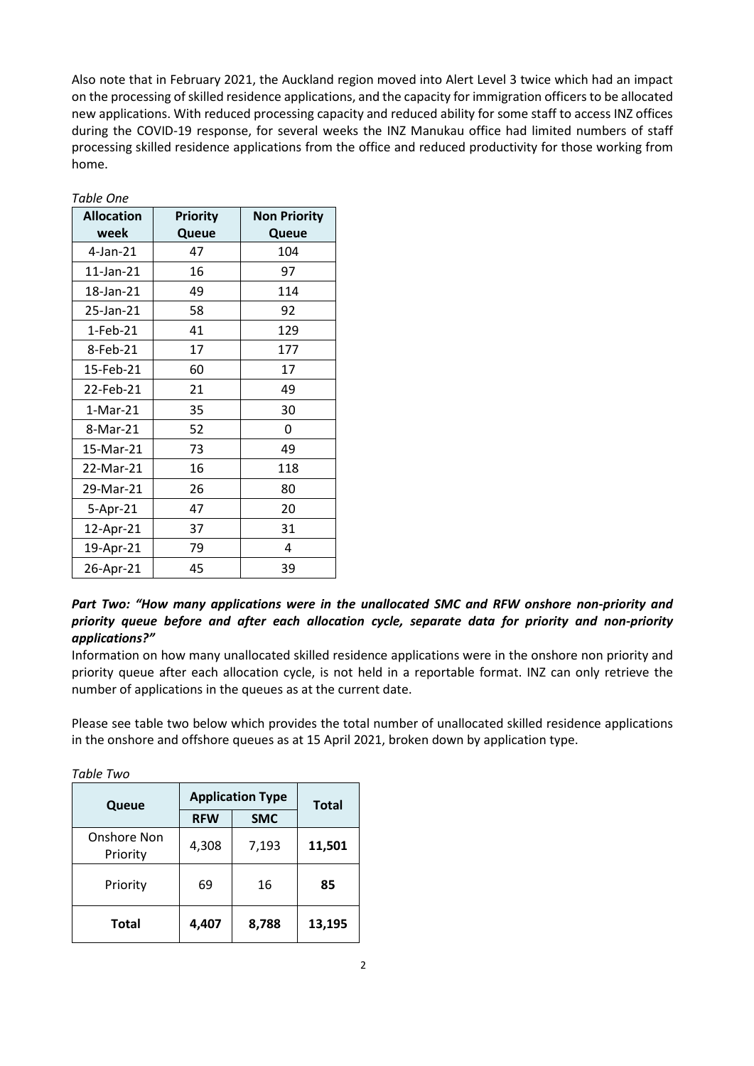Also note that in February 2021, the Auckland region moved into Alert Level 3 twice which had an impact on the processing of skilled residence applications, and the capacity for immigration officers to be allocated new applications. With reduced processing capacity and reduced ability for some staff to access INZ offices during the COVID-19 response, for several weeks the INZ Manukau office had limited numbers of staff processing skilled residence applications from the office and reduced productivity for those working from home.

*Table One*

| Allocation week | Priority Queue | Non Priority Queue |
|---|---|---|
| 4-Jan-21 | 47 | 104 |
| 11-Jan-21 | 16 | 97 |
| 18-Jan-21 | 49 | 114 |
| 25-Jan-21 | 58 | 92 |
| 1-Feb-21 | 41 | 129 |
| 8-Feb-21 | 17 | 177 |
| 15-Feb-21 | 60 | 17 |
| 22-Feb-21 | 21 | 49 |
| 1-Mar-21 | 35 | 30 |
| 8-Mar-21 | 52 | 0 |
| 15-Mar-21 | 73 | 49 |
| 22-Mar-21 | 16 | 118 |
| 29-Mar-21 | 26 | 80 |
| 5-Apr-21 | 47 | 20 |
| 12-Apr-21 | 37 | 31 |
| 19-Apr-21 | 79 | 4 |
| 26-Apr-21 | 45 | 39 |

***Part Two: "How many applications were in the unallocated SMC and RFW onshore non-priority and priority queue before and after each allocation cycle, separate data for priority and non-priority applications?"***

Information on how many unallocated skilled residence applications were in the onshore non priority and priority queue after each allocation cycle, is not held in a reportable format. INZ can only retrieve the number of applications in the queues as at the current date.

Please see table two below which provides the total number of unallocated skilled residence applications in the onshore and offshore queues as at 15 April 2021, broken down by application type.

*Table Two*

| Queue | Application Type | | Total |
|---|---|---|---|
| | RFW | SMC | |
| Onshore Non Priority | 4,308 | 7,193 | **11,501** |
| Priority | 69 | 16 | **85** |
| **Total** | **4,407** | **8,788** | **13,195** |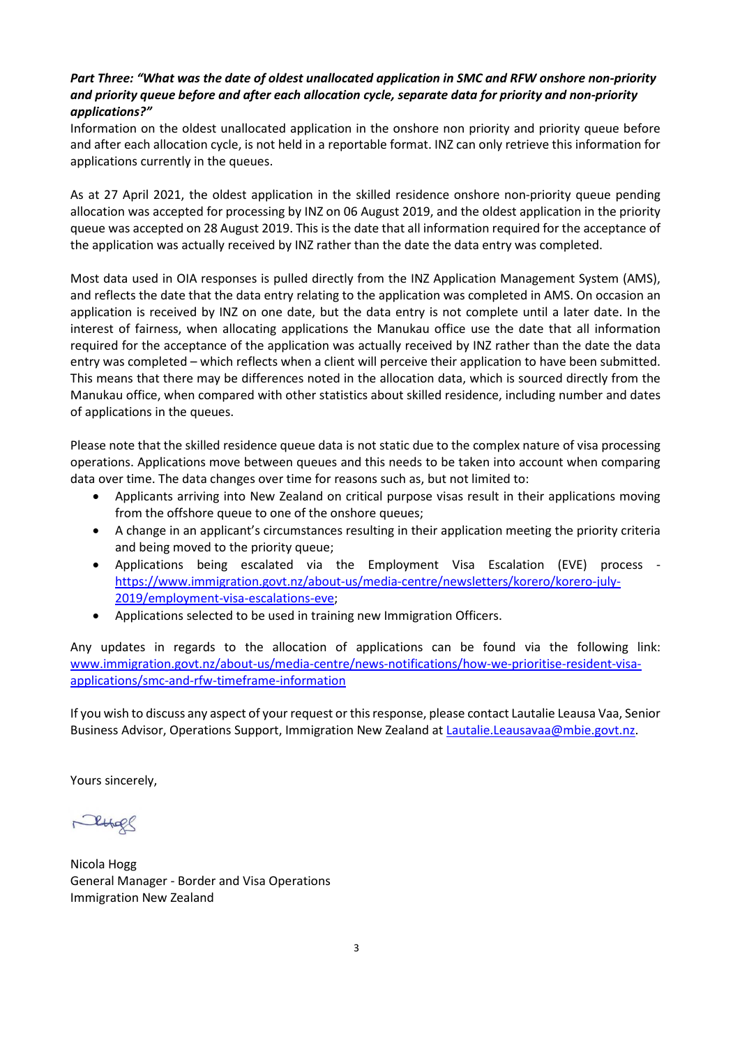***Part Three: "What was the date of oldest unallocated application in SMC and RFW onshore non-priority and priority queue before and after each allocation cycle, separate data for priority and non-priority applications?"***

Information on the oldest unallocated application in the onshore non priority and priority queue before and after each allocation cycle, is not held in a reportable format. INZ can only retrieve this information for applications currently in the queues.

As at 27 April 2021, the oldest application in the skilled residence onshore non-priority queue pending allocation was accepted for processing by INZ on 06 August 2019, and the oldest application in the priority queue was accepted on 28 August 2019. This is the date that all information required for the acceptance of the application was actually received by INZ rather than the date the data entry was completed.

Most data used in OIA responses is pulled directly from the INZ Application Management System (AMS), and reflects the date that the data entry relating to the application was completed in AMS. On occasion an application is received by INZ on one date, but the data entry is not complete until a later date. In the interest of fairness, when allocating applications the Manukau office use the date that all information required for the acceptance of the application was actually received by INZ rather than the date the data entry was completed – which reflects when a client will perceive their application to have been submitted. This means that there may be differences noted in the allocation data, which is sourced directly from the Manukau office, when compared with other statistics about skilled residence, including number and dates of applications in the queues.

Please note that the skilled residence queue data is not static due to the complex nature of visa processing operations. Applications move between queues and this needs to be taken into account when comparing data over time. The data changes over time for reasons such as, but not limited to:

- Applicants arriving into New Zealand on critical purpose visas result in their applications moving from the offshore queue to one of the onshore queues;
- A change in an applicant's circumstances resulting in their application meeting the priority criteria and being moved to the priority queue;
- Applications being escalated via the Employment Visa Escalation (EVE) process - https://www.immigration.govt.nz/about-us/media-centre/newsletters/korero/korero-july-2019/employment-visa-escalations-eve;
- Applications selected to be used in training new Immigration Officers.

Any updates in regards to the allocation of applications can be found via the following link: www.immigration.govt.nz/about-us/media-centre/news-notifications/how-we-prioritise-resident-visa-applications/smc-and-rfw-timeframe-information

If you wish to discuss any aspect of your request or this response, please contact Lautalie Leausa Vaa, Senior Business Advisor, Operations Support, Immigration New Zealand at Lautalie.Leausavaa@mbie.govt.nz.

Yours sincerely,

Nicola Hogg
General Manager - Border and Visa Operations
Immigration New Zealand